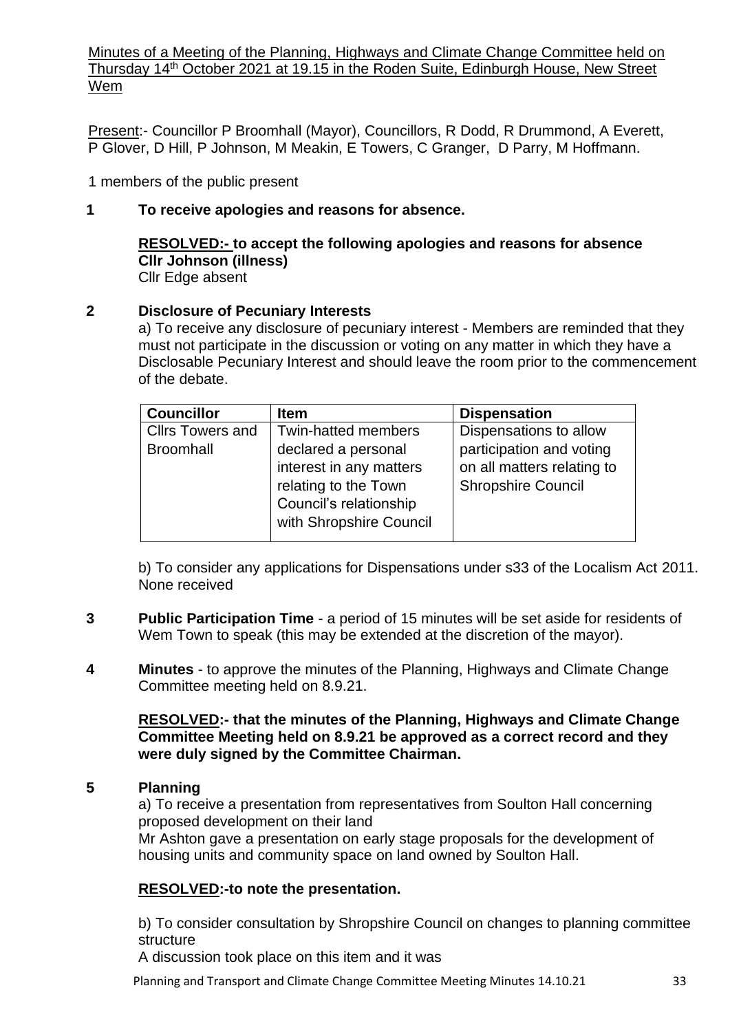Minutes of a Meeting of the Planning, Highways and Climate Change Committee held on Thursday 14th October 2021 at 19.15 in the Roden Suite, Edinburgh House, New Street Wem

Present:- Councillor P Broomhall (Mayor), Councillors, R Dodd, R Drummond, A Everett, P Glover, D Hill, P Johnson, M Meakin, E Towers, C Granger, D Parry, M Hoffmann.

1 members of the public present

**1 To receive apologies and reasons for absence.**

**RESOLVED:- to accept the following apologies and reasons for absence**
**Cllr Johnson (illness)**
Cllr Edge absent

**2 Disclosure of Pecuniary Interests**

a) To receive any disclosure of pecuniary interest - Members are reminded that they must not participate in the discussion or voting on any matter in which they have a Disclosable Pecuniary Interest and should leave the room prior to the commencement of the debate.

| Councillor | Item | Dispensation |
|---|---|---|
| Cllrs Towers and Broomhall | Twin-hatted members declared a personal interest in any matters relating to the Town Council's relationship with Shropshire Council | Dispensations to allow participation and voting on all matters relating to Shropshire Council |

b) To consider any applications for Dispensations under s33 of the Localism Act 2011. None received

**3 Public Participation Time** - a period of 15 minutes will be set aside for residents of Wem Town to speak (this may be extended at the discretion of the mayor).

**4 Minutes** - to approve the minutes of the Planning, Highways and Climate Change Committee meeting held on 8.9.21.

**RESOLVED:- that the minutes of the Planning, Highways and Climate Change Committee Meeting held on 8.9.21 be approved as a correct record and they were duly signed by the Committee Chairman.**

**5 Planning**

a) To receive a presentation from representatives from Soulton Hall concerning proposed development on their land
Mr Ashton gave a presentation on early stage proposals for the development of housing units and community space on land owned by Soulton Hall.

**RESOLVED:-to note the presentation.**

b) To consider consultation by Shropshire Council on changes to planning committee structure
A discussion took place on this item and it was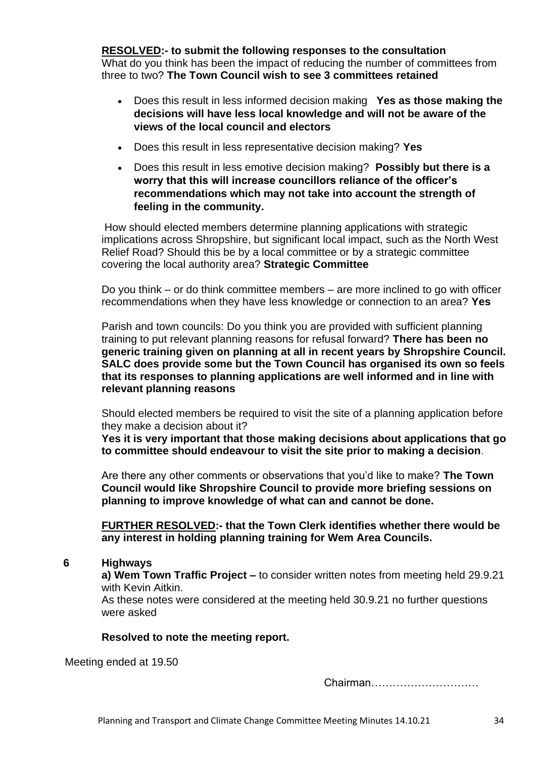**RESOLVED:- to submit the following responses to the consultation**
What do you think has been the impact of reducing the number of committees from three to two? **The Town Council wish to see 3 committees retained**

- Does this result in less informed decision making **Yes as those making the decisions will have less local knowledge and will not be aware of the views of the local council and electors**
- Does this result in less representative decision making? **Yes**
- Does this result in less emotive decision making? **Possibly but there is a worry that this will increase councillors reliance of the officer's recommendations which may not take into account the strength of feeling in the community.**

How should elected members determine planning applications with strategic implications across Shropshire, but significant local impact, such as the North West Relief Road? Should this be by a local committee or by a strategic committee covering the local authority area? **Strategic Committee**

Do you think – or do think committee members – are more inclined to go with officer recommendations when they have less knowledge or connection to an area? **Yes**

Parish and town councils: Do you think you are provided with sufficient planning training to put relevant planning reasons for refusal forward? **There has been no generic training given on planning at all in recent years by Shropshire Council. SALC does provide some but the Town Council has organised its own so feels that its responses to planning applications are well informed and in line with relevant planning reasons**

Should elected members be required to visit the site of a planning application before they make a decision about it?
**Yes it is very important that those making decisions about applications that go to committee should endeavour to visit the site prior to making a decision**.

Are there any other comments or observations that you'd like to make? **The Town Council would like Shropshire Council to provide more briefing sessions on planning to improve knowledge of what can and cannot be done.**

**FURTHER RESOLVED:- that the Town Clerk identifies whether there would be any interest in holding planning training for Wem Area Councils.**

**6 Highways**

**a) Wem Town Traffic Project –** to consider written notes from meeting held 29.9.21 with Kevin Aitkin.
As these notes were considered at the meeting held 30.9.21 no further questions were asked

**Resolved to note the meeting report.**

Meeting ended at 19.50

Chairman…………………………